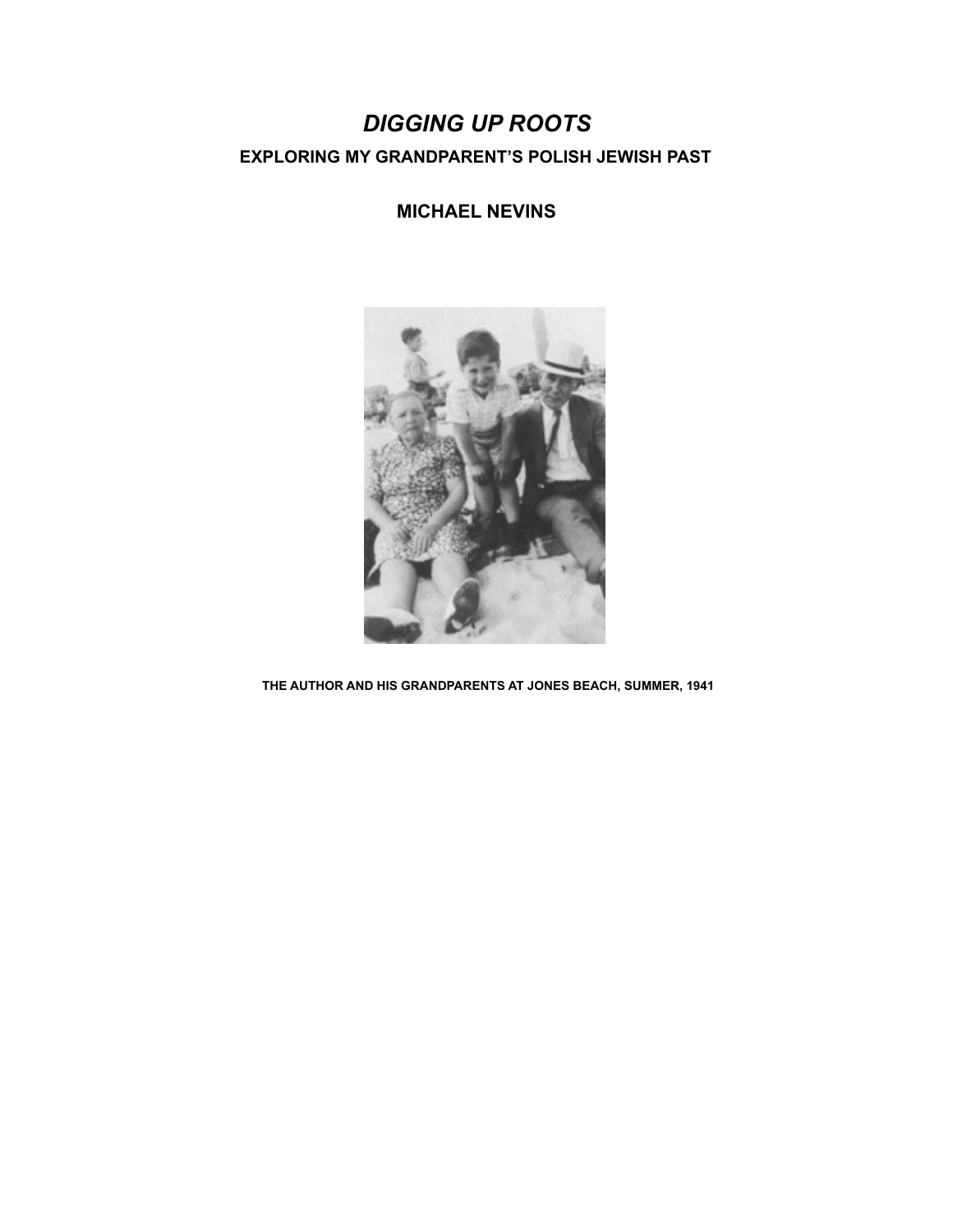# *DIGGING UP ROOTS*

## EXPLORING MY GRANDPARENT'S POLISH JEWISH PAST

## MICHAEL NEVINS

THE AUTHOR AND HIS GRANDPARENTS AT JONES BEACH, SUMMER, 1941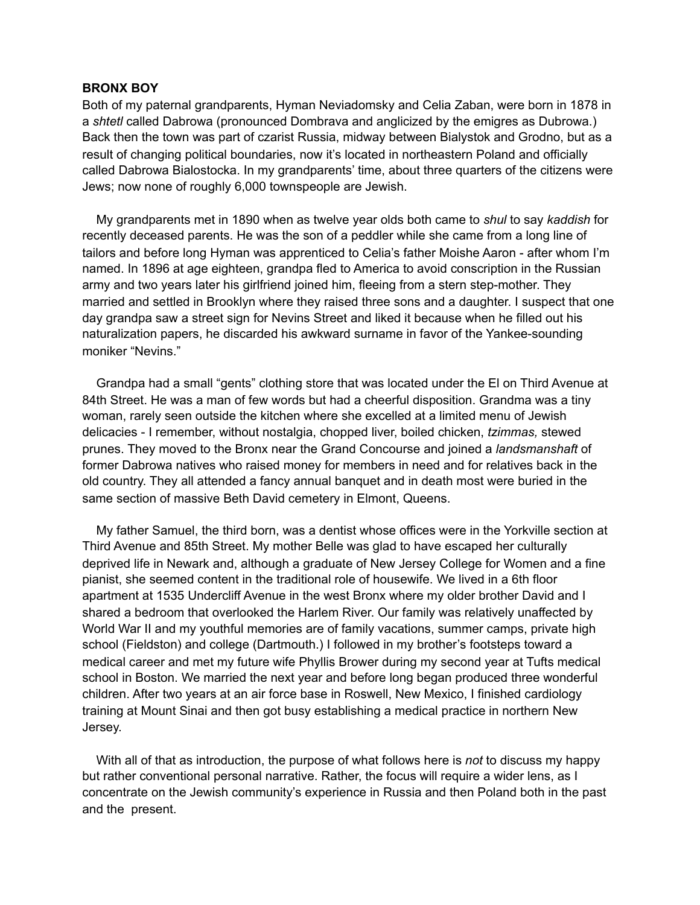**BRONX BOY**

Both of my paternal grandparents, Hyman Neviadomsky and Celia Zaban, were born in 1878 in a *shtetl* called Dabrowa (pronounced Dombrava and anglicized by the emigres as Dubrowa.) Back then the town was part of czarist Russia, midway between Bialystok and Grodno, but as a result of changing political boundaries, now it's located in northeastern Poland and officially called Dabrowa Bialostocka. In my grandparents' time, about three quarters of the citizens were Jews; now none of roughly 6,000 townspeople are Jewish.

My grandparents met in 1890 when as twelve year olds both came to *shul* to say *kaddish* for recently deceased parents. He was the son of a peddler while she came from a long line of tailors and before long Hyman was apprenticed to Celia's father Moishe Aaron - after whom I'm named. In 1896 at age eighteen, grandpa fled to America to avoid conscription in the Russian army and two years later his girlfriend joined him, fleeing from a stern step-mother. They married and settled in Brooklyn where they raised three sons and a daughter. I suspect that one day grandpa saw a street sign for Nevins Street and liked it because when he filled out his naturalization papers, he discarded his awkward surname in favor of the Yankee-sounding moniker "Nevins."

Grandpa had a small "gents" clothing store that was located under the El on Third Avenue at 84th Street. He was a man of few words but had a cheerful disposition. Grandma was a tiny woman, rarely seen outside the kitchen where she excelled at a limited menu of Jewish delicacies - I remember, without nostalgia, chopped liver, boiled chicken, *tzimmas,* stewed prunes. They moved to the Bronx near the Grand Concourse and joined a *landsmanshaft* of former Dabrowa natives who raised money for members in need and for relatives back in the old country. They all attended a fancy annual banquet and in death most were buried in the same section of massive Beth David cemetery in Elmont, Queens.

My father Samuel, the third born, was a dentist whose offices were in the Yorkville section at Third Avenue and 85th Street. My mother Belle was glad to have escaped her culturally deprived life in Newark and, although a graduate of New Jersey College for Women and a fine pianist, she seemed content in the traditional role of housewife. We lived in a 6th floor apartment at 1535 Undercliff Avenue in the west Bronx where my older brother David and I shared a bedroom that overlooked the Harlem River. Our family was relatively unaffected by World War II and my youthful memories are of family vacations, summer camps, private high school (Fieldston) and college (Dartmouth.) I followed in my brother's footsteps toward a medical career and met my future wife Phyllis Brower during my second year at Tufts medical school in Boston. We married the next year and before long began produced three wonderful children. After two years at an air force base in Roswell, New Mexico, I finished cardiology training at Mount Sinai and then got busy establishing a medical practice in northern New Jersey.

With all of that as introduction, the purpose of what follows here is *not* to discuss my happy but rather conventional personal narrative. Rather, the focus will require a wider lens, as I concentrate on the Jewish community's experience in Russia and then Poland both in the past and the present.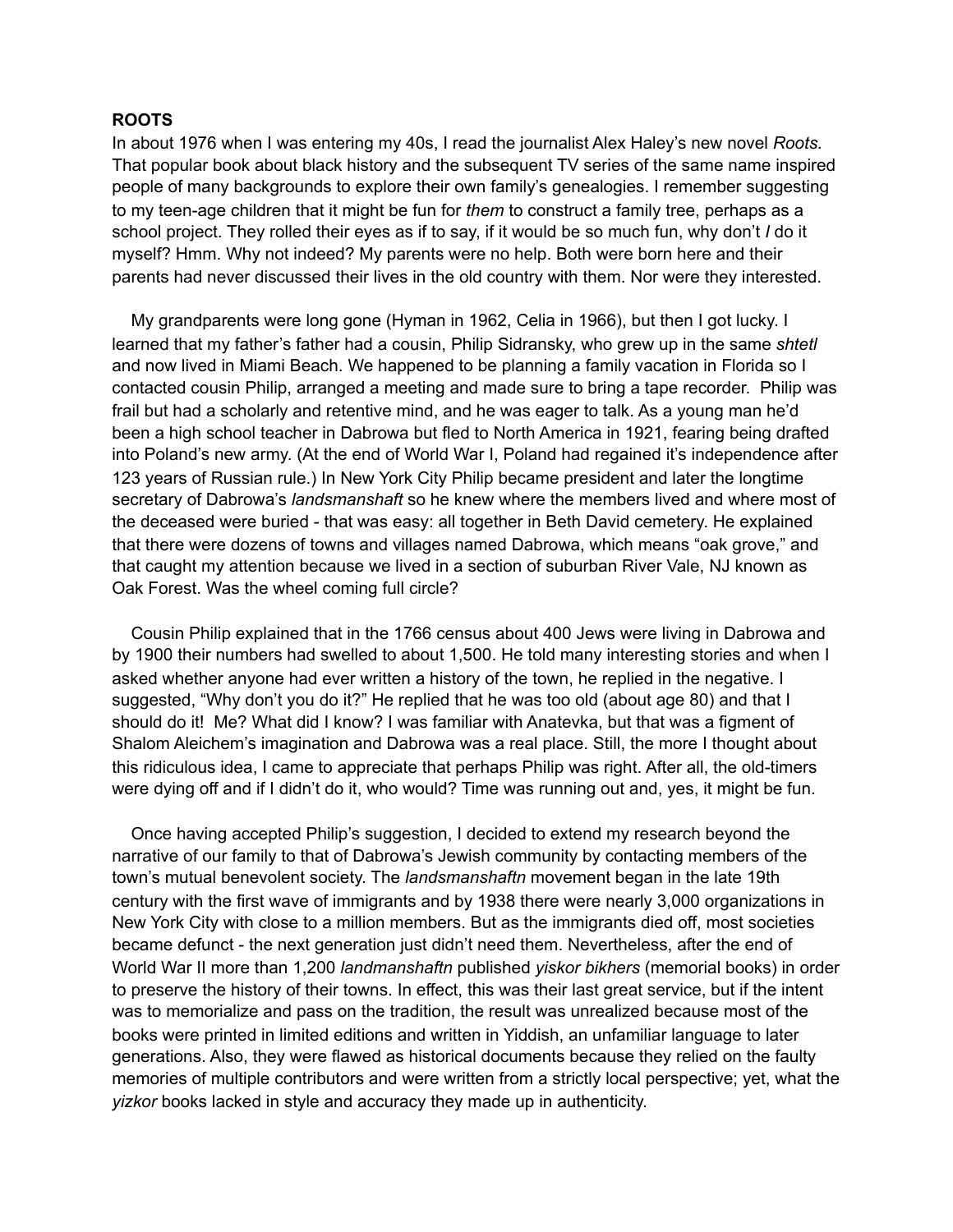**ROOTS**

In about 1976 when I was entering my 40s, I read the journalist Alex Haley's new novel *Roots.* That popular book about black history and the subsequent TV series of the same name inspired people of many backgrounds to explore their own family's genealogies. I remember suggesting to my teen-age children that it might be fun for *them* to construct a family tree, perhaps as a school project. They rolled their eyes as if to say, if it would be so much fun, why don't *I* do it myself? Hmm. Why not indeed? My parents were no help. Both were born here and their parents had never discussed their lives in the old country with them. Nor were they interested.

My grandparents were long gone (Hyman in 1962, Celia in 1966), but then I got lucky. I learned that my father's father had a cousin, Philip Sidransky, who grew up in the same *shtetl* and now lived in Miami Beach. We happened to be planning a family vacation in Florida so I contacted cousin Philip, arranged a meeting and made sure to bring a tape recorder. Philip was frail but had a scholarly and retentive mind, and he was eager to talk. As a young man he'd been a high school teacher in Dabrowa but fled to North America in 1921, fearing being drafted into Poland's new army. (At the end of World War I, Poland had regained it's independence after 123 years of Russian rule.) In New York City Philip became president and later the longtime secretary of Dabrowa's *landsmanshaft* so he knew where the members lived and where most of the deceased were buried - that was easy: all together in Beth David cemetery. He explained that there were dozens of towns and villages named Dabrowa, which means "oak grove," and that caught my attention because we lived in a section of suburban River Vale, NJ known as Oak Forest. Was the wheel coming full circle?

Cousin Philip explained that in the 1766 census about 400 Jews were living in Dabrowa and by 1900 their numbers had swelled to about 1,500. He told many interesting stories and when I asked whether anyone had ever written a history of the town, he replied in the negative. I suggested, "Why don't you do it?" He replied that he was too old (about age 80) and that I should do it! Me? What did I know? I was familiar with Anatevka, but that was a figment of Shalom Aleichem's imagination and Dabrowa was a real place. Still, the more I thought about this ridiculous idea, I came to appreciate that perhaps Philip was right. After all, the old-timers were dying off and if I didn't do it, who would? Time was running out and, yes, it might be fun.

Once having accepted Philip's suggestion, I decided to extend my research beyond the narrative of our family to that of Dabrowa's Jewish community by contacting members of the town's mutual benevolent society. The *landsmanshaftn* movement began in the late 19th century with the first wave of immigrants and by 1938 there were nearly 3,000 organizations in New York City with close to a million members. But as the immigrants died off, most societies became defunct - the next generation just didn't need them. Nevertheless, after the end of World War II more than 1,200 *landmanshaftn* published *yiskor bikhers* (memorial books) in order to preserve the history of their towns. In effect, this was their last great service, but if the intent was to memorialize and pass on the tradition, the result was unrealized because most of the books were printed in limited editions and written in Yiddish, an unfamiliar language to later generations. Also, they were flawed as historical documents because they relied on the faulty memories of multiple contributors and were written from a strictly local perspective; yet, what the *yizkor* books lacked in style and accuracy they made up in authenticity.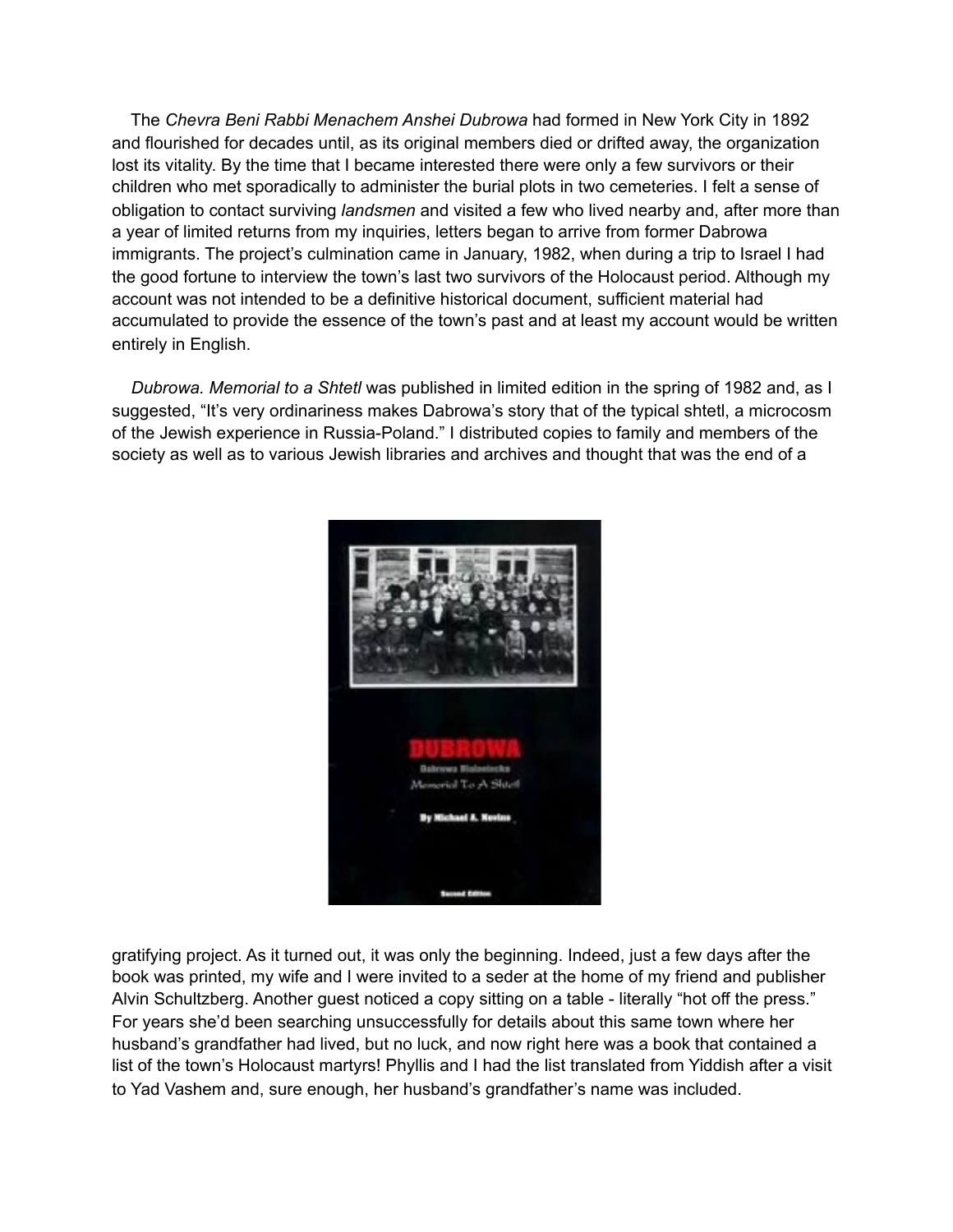The *Chevra Beni Rabbi Menachem Anshei Dubrowa* had formed in New York City in 1892 and flourished for decades until, as its original members died or drifted away, the organization lost its vitality. By the time that I became interested there were only a few survivors or their children who met sporadically to administer the burial plots in two cemeteries. I felt a sense of obligation to contact surviving *landsmen* and visited a few who lived nearby and, after more than a year of limited returns from my inquiries, letters began to arrive from former Dabrowa immigrants. The project's culmination came in January, 1982, when during a trip to Israel I had the good fortune to interview the town's last two survivors of the Holocaust period. Although my account was not intended to be a definitive historical document, sufficient material had accumulated to provide the essence of the town's past and at least my account would be written entirely in English.

*Dubrowa. Memorial to a Shtetl* was published in limited edition in the spring of 1982 and, as I suggested, "It's very ordinariness makes Dabrowa's story that of the typical shtetl, a microcosm of the Jewish experience in Russia-Poland." I distributed copies to family and members of the society as well as to various Jewish libraries and archives and thought that was the end of a gratifying project. As it turned out, it was only the beginning. Indeed, just a few days after the book was printed, my wife and I were invited to a seder at the home of my friend and publisher Alvin Schultzberg. Another guest noticed a copy sitting on a table - literally "hot off the press." For years she'd been searching unsuccessfully for details about this same town where her husband's grandfather had lived, but no luck, and now right here was a book that contained a list of the town's Holocaust martyrs! Phyllis and I had the list translated from Yiddish after a visit to Yad Vashem and, sure enough, her husband's grandfather's name was included.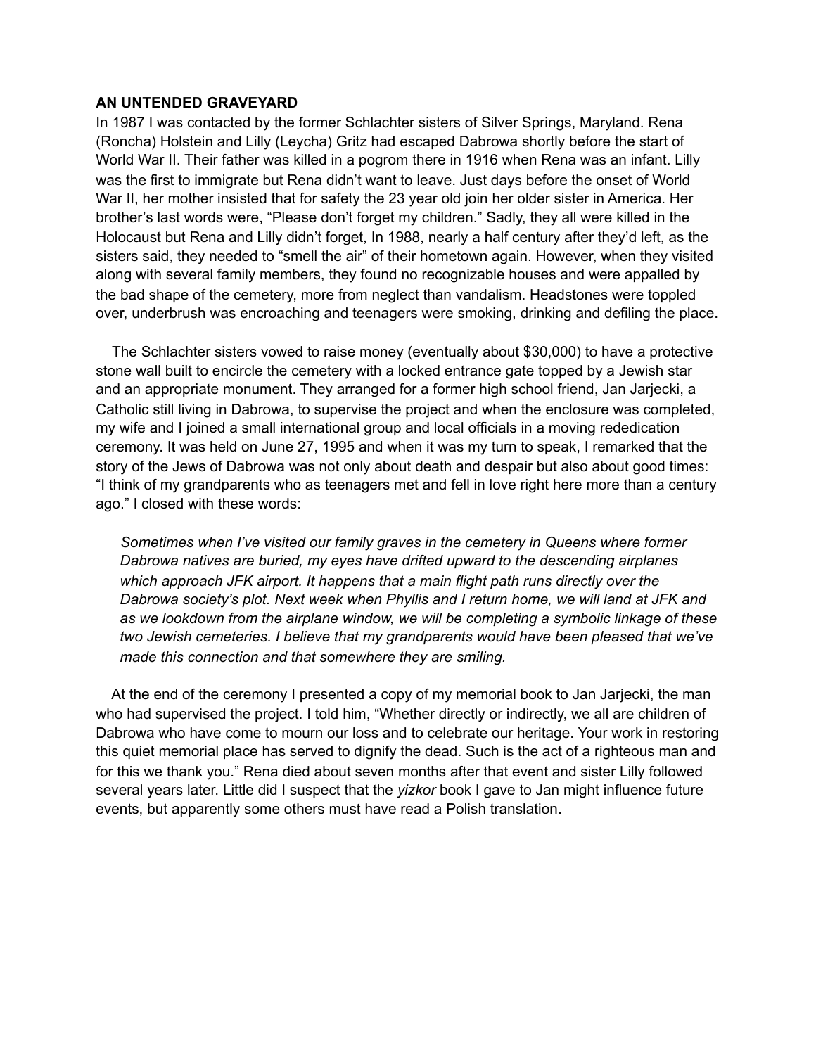**AN UNTENDED GRAVEYARD**

In 1987 I was contacted by the former Schlachter sisters of Silver Springs, Maryland. Rena (Roncha) Holstein and Lilly (Leycha) Gritz had escaped Dabrowa shortly before the start of World War II. Their father was killed in a pogrom there in 1916 when Rena was an infant. Lilly was the first to immigrate but Rena didn't want to leave. Just days before the onset of World War II, her mother insisted that for safety the 23 year old join her older sister in America. Her brother's last words were, "Please don't forget my children." Sadly, they all were killed in the Holocaust but Rena and Lilly didn't forget, In 1988, nearly a half century after they'd left, as the sisters said, they needed to "smell the air" of their hometown again. However, when they visited along with several family members, they found no recognizable houses and were appalled by the bad shape of the cemetery, more from neglect than vandalism. Headstones were toppled over, underbrush was encroaching and teenagers were smoking, drinking and defiling the place.

The Schlachter sisters vowed to raise money (eventually about $30,000) to have a protective stone wall built to encircle the cemetery with a locked entrance gate topped by a Jewish star and an appropriate monument. They arranged for a former high school friend, Jan Jarjecki, a Catholic still living in Dabrowa, to supervise the project and when the enclosure was completed, my wife and I joined a small international group and local officials in a moving rededication ceremony. It was held on June 27, 1995 and when it was my turn to speak, I remarked that the story of the Jews of Dabrowa was not only about death and despair but also about good times: "I think of my grandparents who as teenagers met and fell in love right here more than a century ago." I closed with these words:

> *Sometimes when I've visited our family graves in the cemetery in Queens where former Dabrowa natives are buried, my eyes have drifted upward to the descending airplanes which approach JFK airport. It happens that a main flight path runs directly over the Dabrowa society's plot. Next week when Phyllis and I return home, we will land at JFK and as we lookdown from the airplane window, we will be completing a symbolic linkage of these two Jewish cemeteries. I believe that my grandparents would have been pleased that we've made this connection and that somewhere they are smiling.*

At the end of the ceremony I presented a copy of my memorial book to Jan Jarjecki, the man who had supervised the project. I told him, "Whether directly or indirectly, we all are children of Dabrowa who have come to mourn our loss and to celebrate our heritage. Your work in restoring this quiet memorial place has served to dignify the dead. Such is the act of a righteous man and for this we thank you." Rena died about seven months after that event and sister Lilly followed several years later. Little did I suspect that the *yizkor* book I gave to Jan might influence future events, but apparently some others must have read a Polish translation.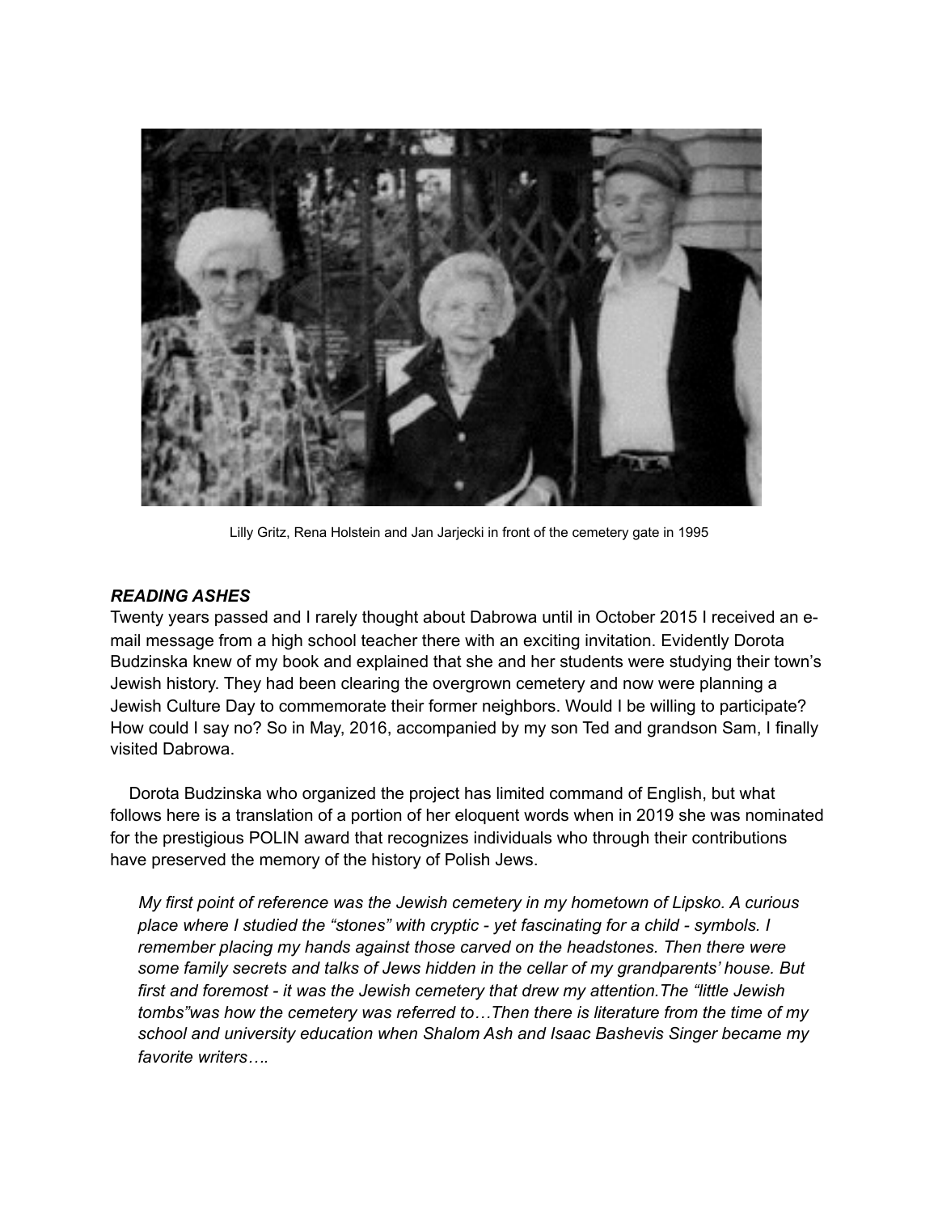Lilly Gritz, Rena Holstein and Jan Jarjecki in front of the cemetery gate in 1995

***READING ASHES***

Twenty years passed and I rarely thought about Dabrowa until in October 2015 I received an e-mail message from a high school teacher there with an exciting invitation. Evidently Dorota Budzinska knew of my book and explained that she and her students were studying their town's Jewish history. They had been clearing the overgrown cemetery and now were planning a Jewish Culture Day to commemorate their former neighbors. Would I be willing to participate? How could I say no? So in May, 2016, accompanied by my son Ted and grandson Sam, I finally visited Dabrowa.

Dorota Budzinska who organized the project has limited command of English, but what follows here is a translation of a portion of her eloquent words when in 2019 she was nominated for the prestigious POLIN award that recognizes individuals who through their contributions have preserved the memory of the history of Polish Jews.

> *My first point of reference was the Jewish cemetery in my hometown of Lipsko. A curious place where I studied the "stones" with cryptic - yet fascinating for a child - symbols. I remember placing my hands against those carved on the headstones. Then there were some family secrets and talks of Jews hidden in the cellar of my grandparents' house. But first and foremost - it was the Jewish cemetery that drew my attention.The "little Jewish tombs"was how the cemetery was referred to…Then there is literature from the time of my school and university education when Shalom Ash and Isaac Bashevis Singer became my favorite writers….*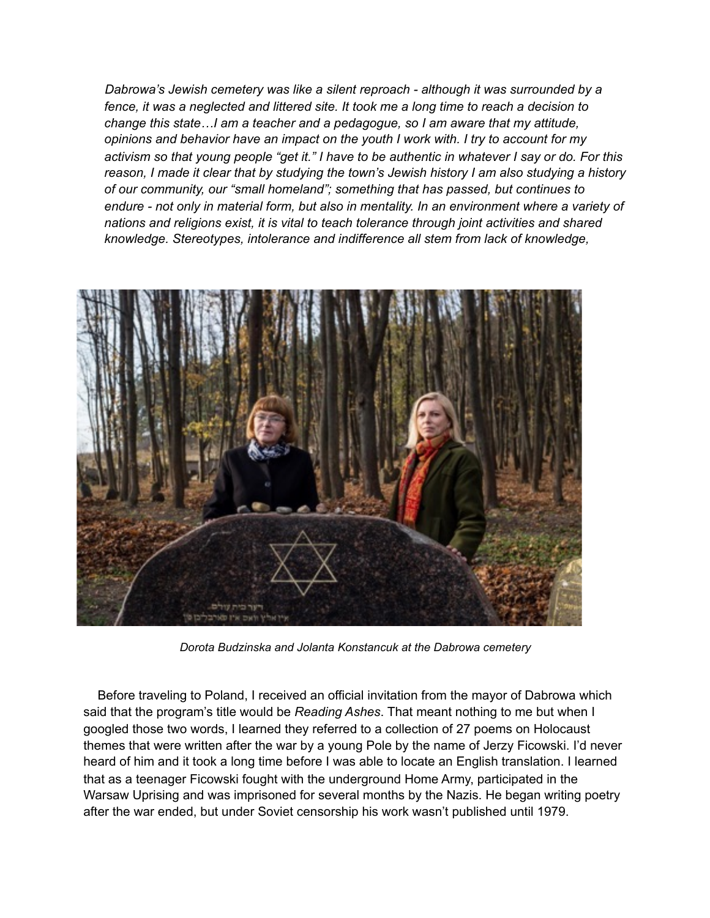*Dabrowa's Jewish cemetery was like a silent reproach - although it was surrounded by a fence, it was a neglected and littered site. It took me a long time to reach a decision to change this state…I am a teacher and a pedagogue, so I am aware that my attitude, opinions and behavior have an impact on the youth I work with. I try to account for my activism so that young people "get it." I have to be authentic in whatever I say or do. For this reason, I made it clear that by studying the town's Jewish history I am also studying a history of our community, our "small homeland"; something that has passed, but continues to endure - not only in material form, but also in mentality. In an environment where a variety of nations and religions exist, it is vital to teach tolerance through joint activities and shared knowledge. Stereotypes, intolerance and indifference all stem from lack of knowledge,*

*Dorota Budzinska and Jolanta Konstancuk at the Dabrowa cemetery*

Before traveling to Poland, I received an official invitation from the mayor of Dabrowa which said that the program's title would be *Reading Ashes*. That meant nothing to me but when I googled those two words, I learned they referred to a collection of 27 poems on Holocaust themes that were written after the war by a young Pole by the name of Jerzy Ficowski. I'd never heard of him and it took a long time before I was able to locate an English translation. I learned that as a teenager Ficowski fought with the underground Home Army, participated in the Warsaw Uprising and was imprisoned for several months by the Nazis. He began writing poetry after the war ended, but under Soviet censorship his work wasn't published until 1979.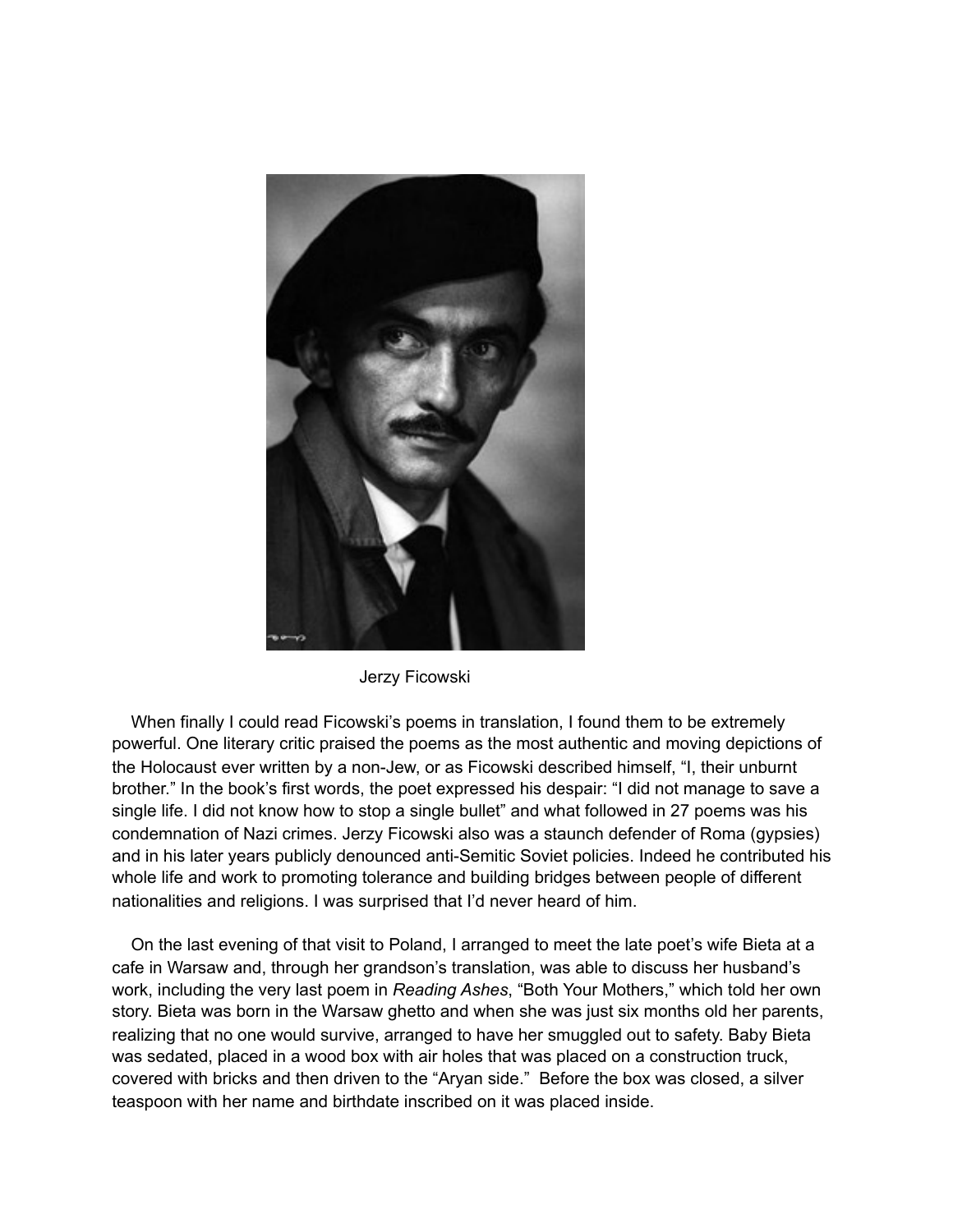Jerzy Ficowski

When finally I could read Ficowski's poems in translation, I found them to be extremely powerful. One literary critic praised the poems as the most authentic and moving depictions of the Holocaust ever written by a non-Jew, or as Ficowski described himself, "I, their unburnt brother." In the book's first words, the poet expressed his despair: "I did not manage to save a single life. I did not know how to stop a single bullet" and what followed in 27 poems was his condemnation of Nazi crimes. Jerzy Ficowski also was a staunch defender of Roma (gypsies) and in his later years publicly denounced anti-Semitic Soviet policies. Indeed he contributed his whole life and work to promoting tolerance and building bridges between people of different nationalities and religions. I was surprised that I'd never heard of him.

On the last evening of that visit to Poland, I arranged to meet the late poet's wife Bieta at a cafe in Warsaw and, through her grandson's translation, was able to discuss her husband's work, including the very last poem in *Reading Ashes*, "Both Your Mothers," which told her own story. Bieta was born in the Warsaw ghetto and when she was just six months old her parents, realizing that no one would survive, arranged to have her smuggled out to safety. Baby Bieta was sedated, placed in a wood box with air holes that was placed on a construction truck, covered with bricks and then driven to the "Aryan side." Before the box was closed, a silver teaspoon with her name and birthdate inscribed on it was placed inside.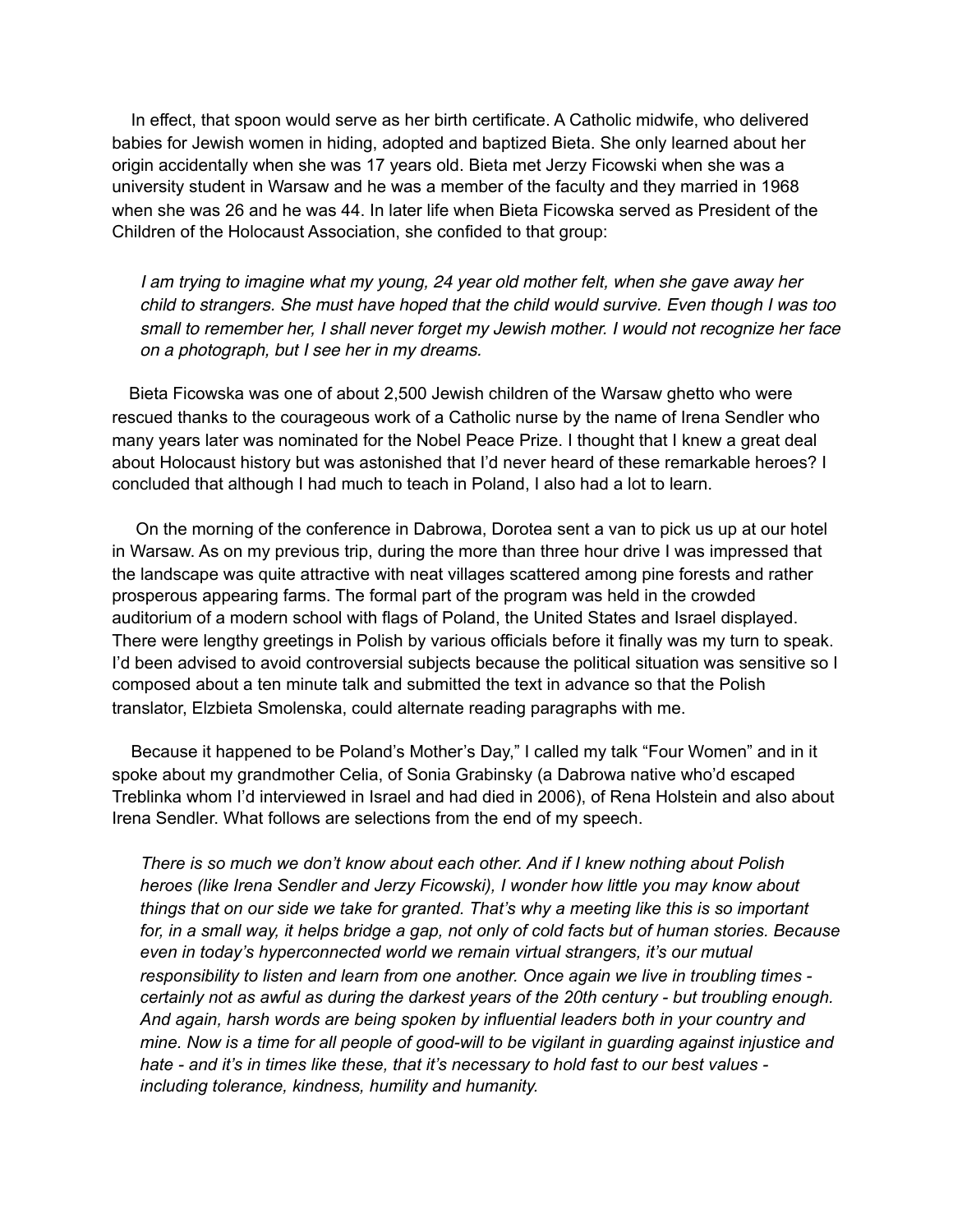In effect, that spoon would serve as her birth certificate. A Catholic midwife, who delivered babies for Jewish women in hiding, adopted and baptized Bieta. She only learned about her origin accidentally when she was 17 years old. Bieta met Jerzy Ficowski when she was a university student in Warsaw and he was a member of the faculty and they married in 1968 when she was 26 and he was 44. In later life when Bieta Ficowska served as President of the Children of the Holocaust Association, she confided to that group:

> *I am trying to imagine what my young, 24 year old mother felt, when she gave away her child to strangers. She must have hoped that the child would survive. Even though I was too small to remember her, I shall never forget my Jewish mother. I would not recognize her face on a photograph, but I see her in my dreams.*

Bieta Ficowska was one of about 2,500 Jewish children of the Warsaw ghetto who were rescued thanks to the courageous work of a Catholic nurse by the name of Irena Sendler who many years later was nominated for the Nobel Peace Prize. I thought that I knew a great deal about Holocaust history but was astonished that I'd never heard of these remarkable heroes? I concluded that although I had much to teach in Poland, I also had a lot to learn.

On the morning of the conference in Dabrowa, Dorotea sent a van to pick us up at our hotel in Warsaw. As on my previous trip, during the more than three hour drive I was impressed that the landscape was quite attractive with neat villages scattered among pine forests and rather prosperous appearing farms. The formal part of the program was held in the crowded auditorium of a modern school with flags of Poland, the United States and Israel displayed. There were lengthy greetings in Polish by various officials before it finally was my turn to speak. I'd been advised to avoid controversial subjects because the political situation was sensitive so I composed about a ten minute talk and submitted the text in advance so that the Polish translator, Elzbieta Smolenska, could alternate reading paragraphs with me.

Because it happened to be Poland's Mother's Day," I called my talk "Four Women" and in it spoke about my grandmother Celia, of Sonia Grabinsky (a Dabrowa native who'd escaped Treblinka whom I'd interviewed in Israel and had died in 2006), of Rena Holstein and also about Irena Sendler. What follows are selections from the end of my speech.

> *There is so much we don't know about each other. And if I knew nothing about Polish heroes (like Irena Sendler and Jerzy Ficowski), I wonder how little you may know about things that on our side we take for granted. That's why a meeting like this is so important for, in a small way, it helps bridge a gap, not only of cold facts but of human stories. Because even in today's hyperconnected world we remain virtual strangers, it's our mutual responsibility to listen and learn from one another. Once again we live in troubling times - certainly not as awful as during the darkest years of the 20th century - but troubling enough. And again, harsh words are being spoken by influential leaders both in your country and mine. Now is a time for all people of good-will to be vigilant in guarding against injustice and hate - and it's in times like these, that it's necessary to hold fast to our best values - including tolerance, kindness, humility and humanity.*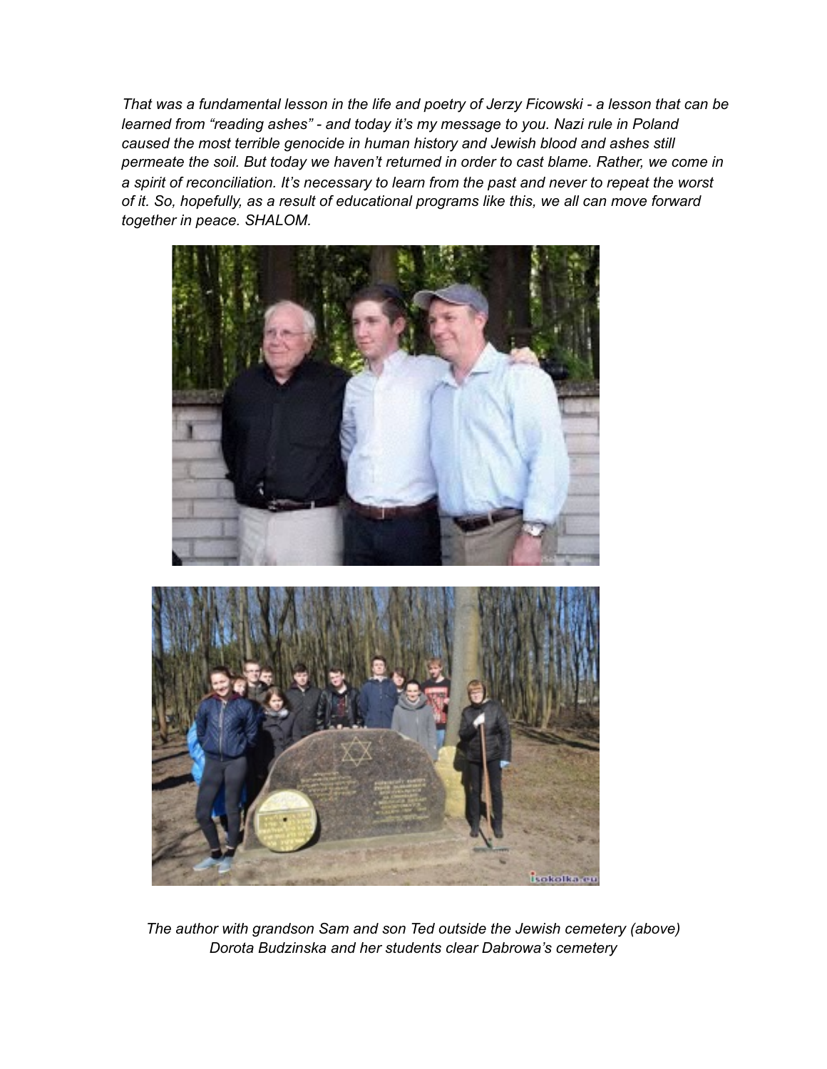*That was a fundamental lesson in the life and poetry of Jerzy Ficowski - a lesson that can be learned from "reading ashes" - and today it's my message to you. Nazi rule in Poland caused the most terrible genocide in human history and Jewish blood and ashes still permeate the soil. But today we haven't returned in order to cast blame. Rather, we come in a spirit of reconciliation. It's necessary to learn from the past and never to repeat the worst of it. So, hopefully, as a result of educational programs like this, we all can move forward together in peace. SHALOM.*

*The author with grandson Sam and son Ted outside the Jewish cemetery (above)*
*Dorota Budzinska and her students clear Dabrowa's cemetery*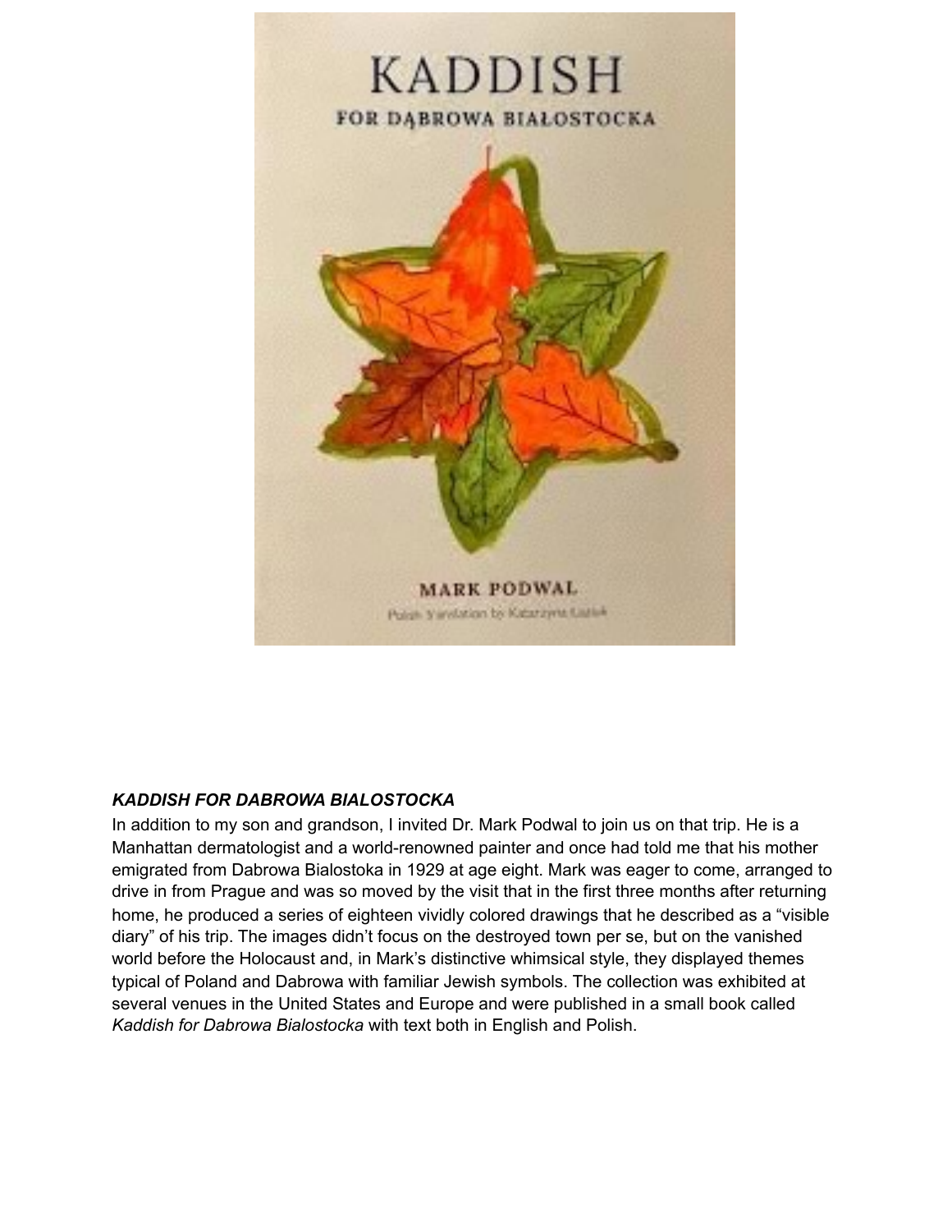***KADDISH FOR DABROWA BIALOSTOCKA***

In addition to my son and grandson, I invited Dr. Mark Podwal to join us on that trip. He is a Manhattan dermatologist and a world-renowned painter and once had told me that his mother emigrated from Dabrowa Bialostoka in 1929 at age eight. Mark was eager to come, arranged to drive in from Prague and was so moved by the visit that in the first three months after returning home, he produced a series of eighteen vividly colored drawings that he described as a "visible diary" of his trip. The images didn't focus on the destroyed town per se, but on the vanished world before the Holocaust and, in Mark's distinctive whimsical style, they displayed themes typical of Poland and Dabrowa with familiar Jewish symbols. The collection was exhibited at several venues in the United States and Europe and were published in a small book called *Kaddish for Dabrowa Bialostocka* with text both in English and Polish.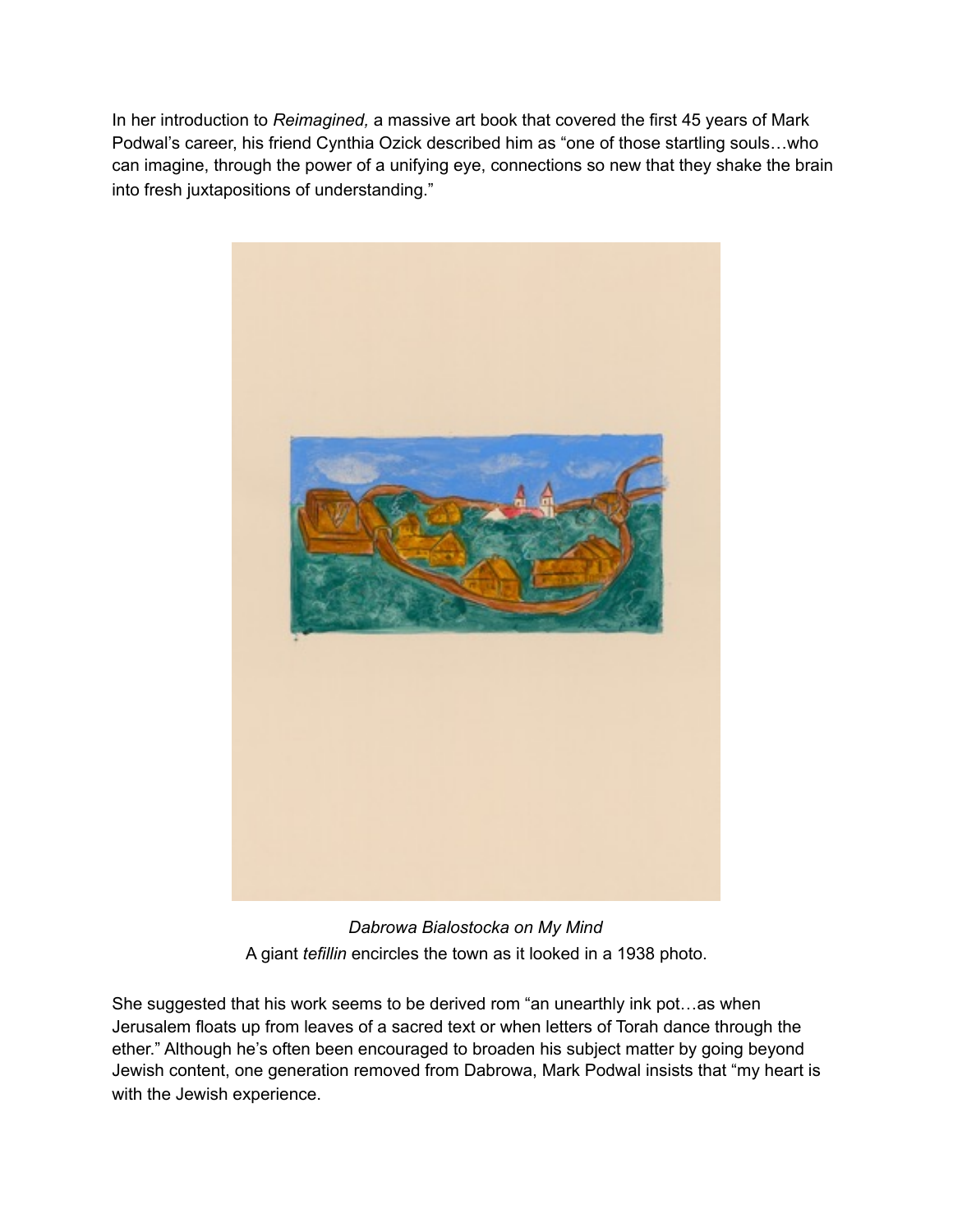In her introduction to *Reimagined,* a massive art book that covered the first 45 years of Mark Podwal's career, his friend Cynthia Ozick described him as "one of those startling souls…who can imagine, through the power of a unifying eye, connections so new that they shake the brain into fresh juxtapositions of understanding."

*Dabrowa Bialostocka on My Mind*

A giant *tefillin* encircles the town as it looked in a 1938 photo.

She suggested that his work seems to be derived rom "an unearthly ink pot…as when Jerusalem floats up from leaves of a sacred text or when letters of Torah dance through the ether." Although he's often been encouraged to broaden his subject matter by going beyond Jewish content, one generation removed from Dabrowa, Mark Podwal insists that "my heart is with the Jewish experience.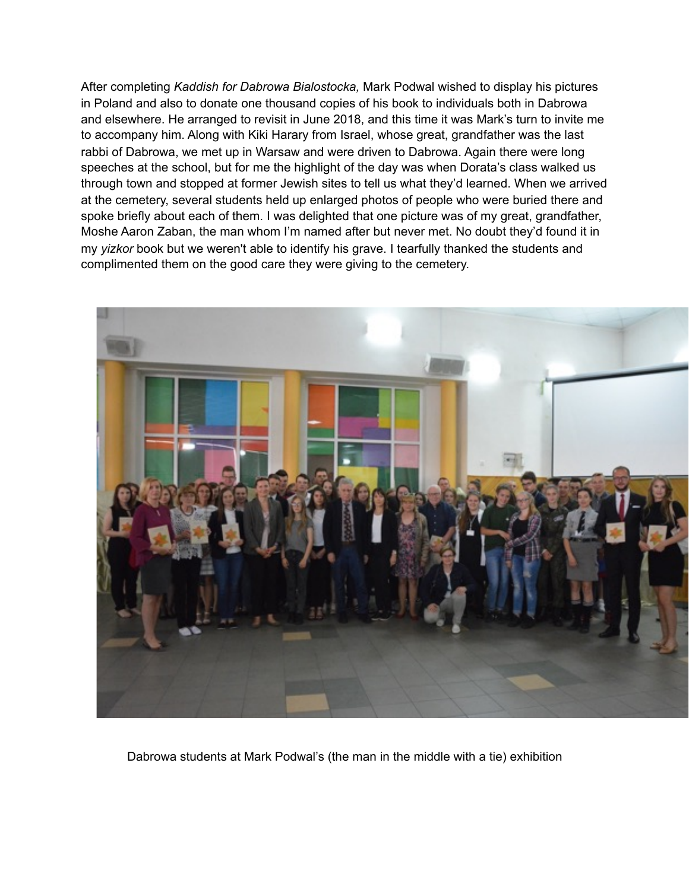After completing *Kaddish for Dabrowa Bialostocka,* Mark Podwal wished to display his pictures in Poland and also to donate one thousand copies of his book to individuals both in Dabrowa and elsewhere. He arranged to revisit in June 2018, and this time it was Mark's turn to invite me to accompany him. Along with Kiki Harary from Israel, whose great, grandfather was the last rabbi of Dabrowa, we met up in Warsaw and were driven to Dabrowa. Again there were long speeches at the school, but for me the highlight of the day was when Dorata's class walked us through town and stopped at former Jewish sites to tell us what they'd learned. When we arrived at the cemetery, several students held up enlarged photos of people who were buried there and spoke briefly about each of them. I was delighted that one picture was of my great, grandfather, Moshe Aaron Zaban, the man whom I'm named after but never met. No doubt they'd found it in my *yizkor* book but we weren't able to identify his grave. I tearfully thanked the students and complimented them on the good care they were giving to the cemetery.

Dabrowa students at Mark Podwal's (the man in the middle with a tie) exhibition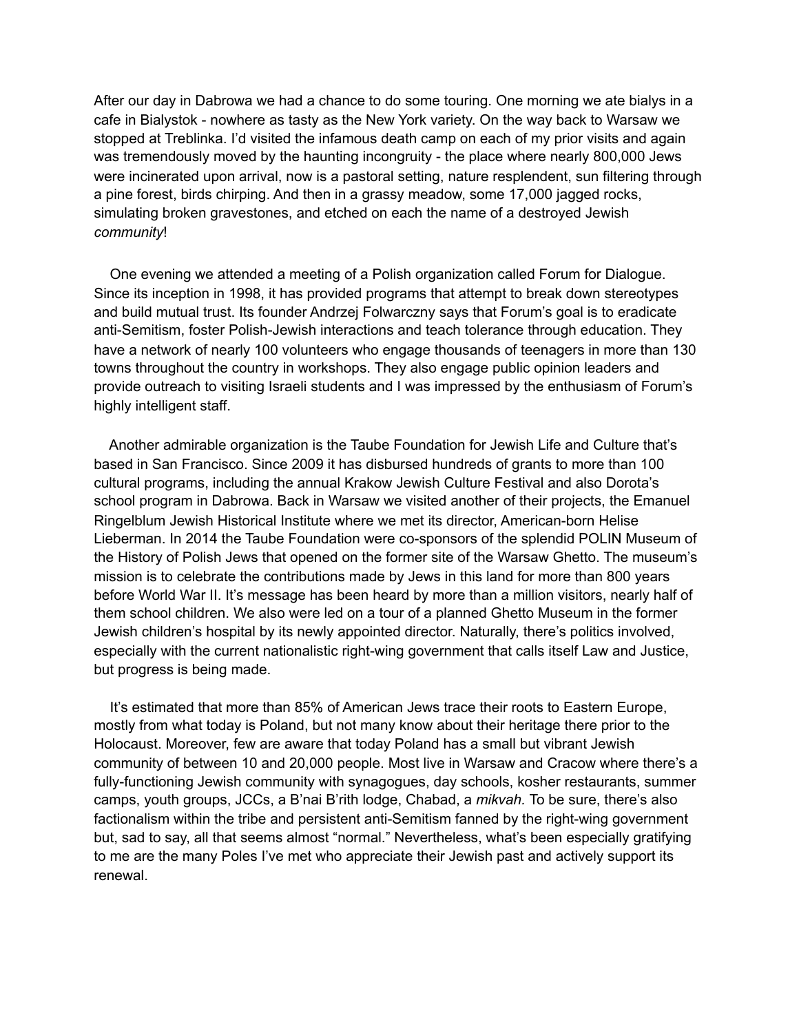After our day in Dabrowa we had a chance to do some touring. One morning we ate bialys in a cafe in Bialystok - nowhere as tasty as the New York variety. On the way back to Warsaw we stopped at Treblinka. I'd visited the infamous death camp on each of my prior visits and again was tremendously moved by the haunting incongruity - the place where nearly 800,000 Jews were incinerated upon arrival, now is a pastoral setting, nature resplendent, sun filtering through a pine forest, birds chirping. And then in a grassy meadow, some 17,000 jagged rocks, simulating broken gravestones, and etched on each the name of a destroyed Jewish *community*!

One evening we attended a meeting of a Polish organization called Forum for Dialogue. Since its inception in 1998, it has provided programs that attempt to break down stereotypes and build mutual trust. Its founder Andrzej Folwarczny says that Forum's goal is to eradicate anti-Semitism, foster Polish-Jewish interactions and teach tolerance through education. They have a network of nearly 100 volunteers who engage thousands of teenagers in more than 130 towns throughout the country in workshops. They also engage public opinion leaders and provide outreach to visiting Israeli students and I was impressed by the enthusiasm of Forum's highly intelligent staff.

Another admirable organization is the Taube Foundation for Jewish Life and Culture that's based in San Francisco. Since 2009 it has disbursed hundreds of grants to more than 100 cultural programs, including the annual Krakow Jewish Culture Festival and also Dorota's school program in Dabrowa. Back in Warsaw we visited another of their projects, the Emanuel Ringelblum Jewish Historical Institute where we met its director, American-born Helise Lieberman. In 2014 the Taube Foundation were co-sponsors of the splendid POLIN Museum of the History of Polish Jews that opened on the former site of the Warsaw Ghetto. The museum's mission is to celebrate the contributions made by Jews in this land for more than 800 years before World War II. It's message has been heard by more than a million visitors, nearly half of them school children. We also were led on a tour of a planned Ghetto Museum in the former Jewish children's hospital by its newly appointed director. Naturally, there's politics involved, especially with the current nationalistic right-wing government that calls itself Law and Justice, but progress is being made.

It's estimated that more than 85% of American Jews trace their roots to Eastern Europe, mostly from what today is Poland, but not many know about their heritage there prior to the Holocaust. Moreover, few are aware that today Poland has a small but vibrant Jewish community of between 10 and 20,000 people. Most live in Warsaw and Cracow where there's a fully-functioning Jewish community with synagogues, day schools, kosher restaurants, summer camps, youth groups, JCCs, a B'nai B'rith lodge, Chabad, a *mikvah.* To be sure, there's also factionalism within the tribe and persistent anti-Semitism fanned by the right-wing government but, sad to say, all that seems almost "normal." Nevertheless, what's been especially gratifying to me are the many Poles I've met who appreciate their Jewish past and actively support its renewal.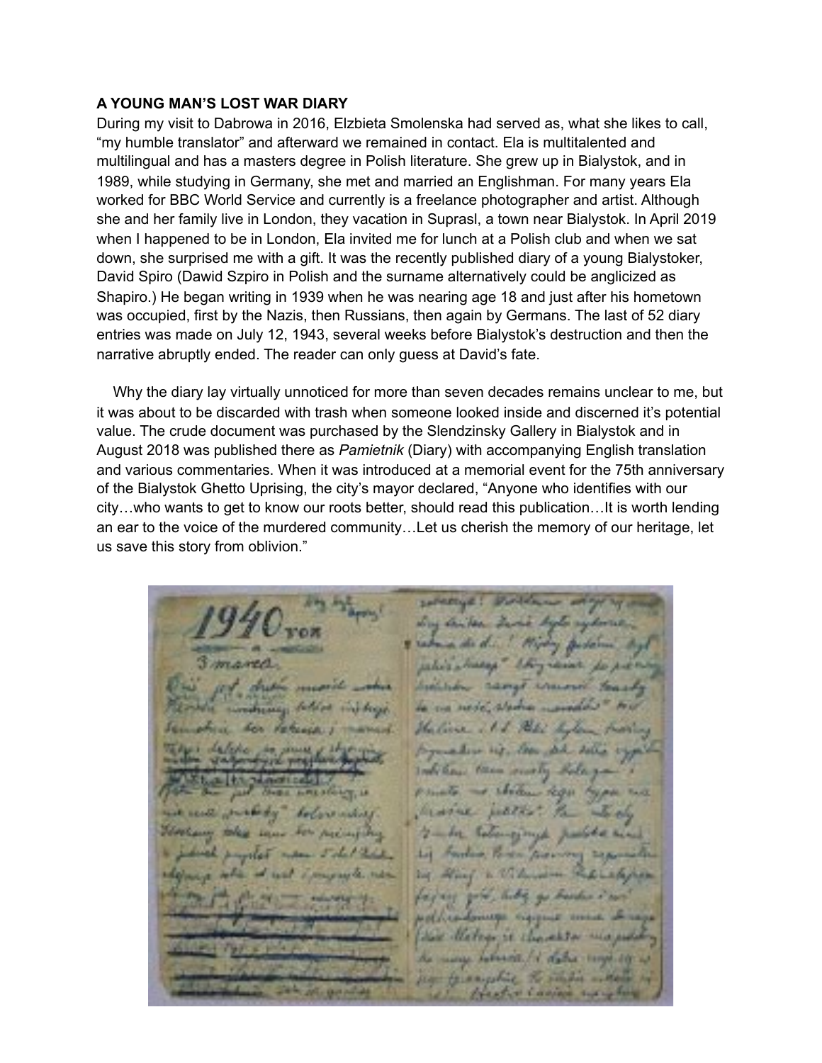**A YOUNG MAN'S LOST WAR DIARY**

During my visit to Dabrowa in 2016, Elzbieta Smolenska had served as, what she likes to call, "my humble translator" and afterward we remained in contact. Ela is multitalented and multilingual and has a masters degree in Polish literature. She grew up in Bialystok, and in 1989, while studying in Germany, she met and married an Englishman. For many years Ela worked for BBC World Service and currently is a freelance photographer and artist. Although she and her family live in London, they vacation in Suprasl, a town near Bialystok. In April 2019 when I happened to be in London, Ela invited me for lunch at a Polish club and when we sat down, she surprised me with a gift. It was the recently published diary of a young Bialystoker, David Spiro (Dawid Szpiro in Polish and the surname alternatively could be anglicized as Shapiro.) He began writing in 1939 when he was nearing age 18 and just after his hometown was occupied, first by the Nazis, then Russians, then again by Germans. The last of 52 diary entries was made on July 12, 1943, several weeks before Bialystok's destruction and then the narrative abruptly ended. The reader can only guess at David's fate.

Why the diary lay virtually unnoticed for more than seven decades remains unclear to me, but it was about to be discarded with trash when someone looked inside and discerned it's potential value. The crude document was purchased by the Slendzinsky Gallery in Bialystok and in August 2018 was published there as *Pamietnik* (Diary) with accompanying English translation and various commentaries. When it was introduced at a memorial event for the 75th anniversary of the Bialystok Ghetto Uprising, the city's mayor declared, "Anyone who identifies with our city…who wants to get to know our roots better, should read this publication…It is worth lending an ear to the voice of the murdered community…Let us cherish the memory of our heritage, let us save this story from oblivion."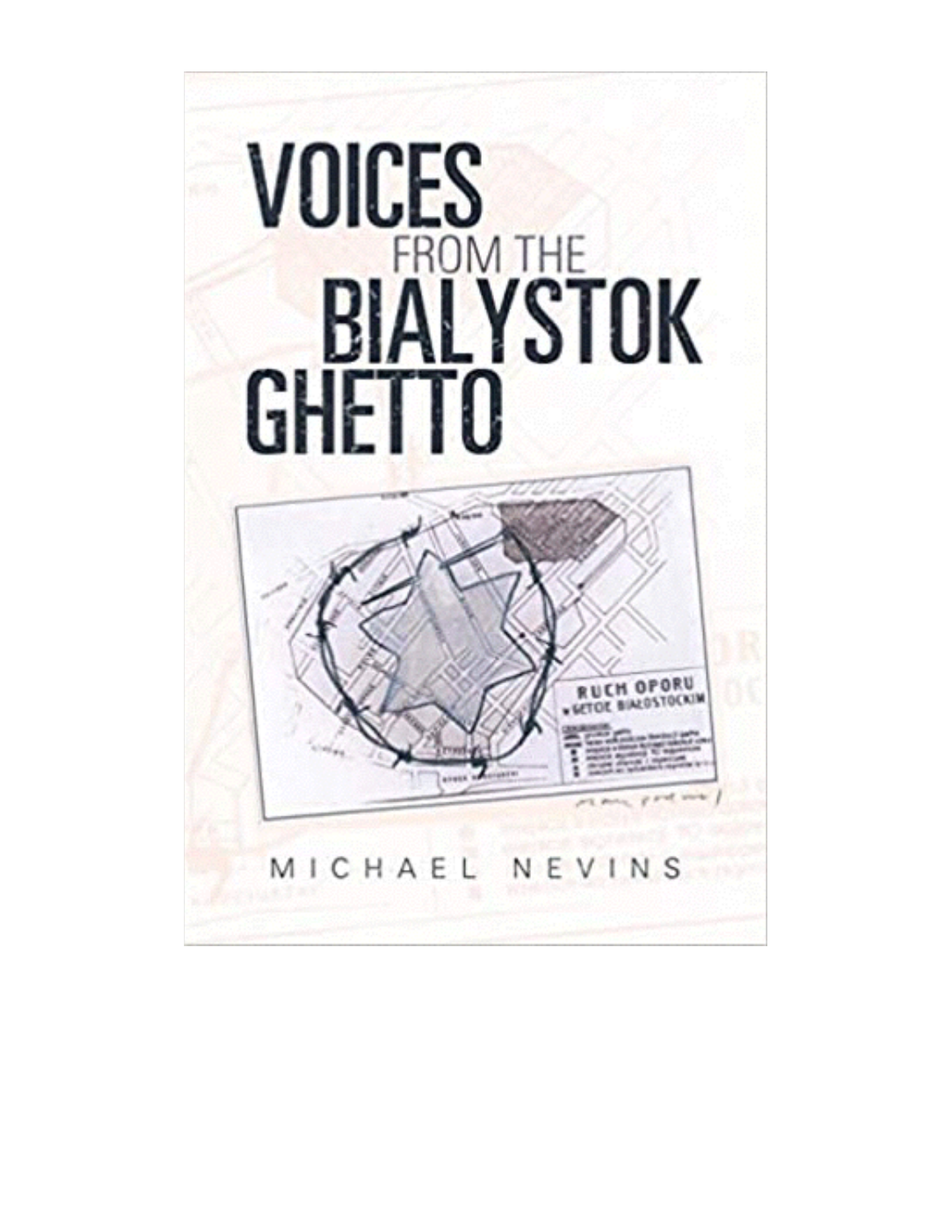# VOICES FROM THE BIALYSTOK GHETTO

MICHAEL NEVINS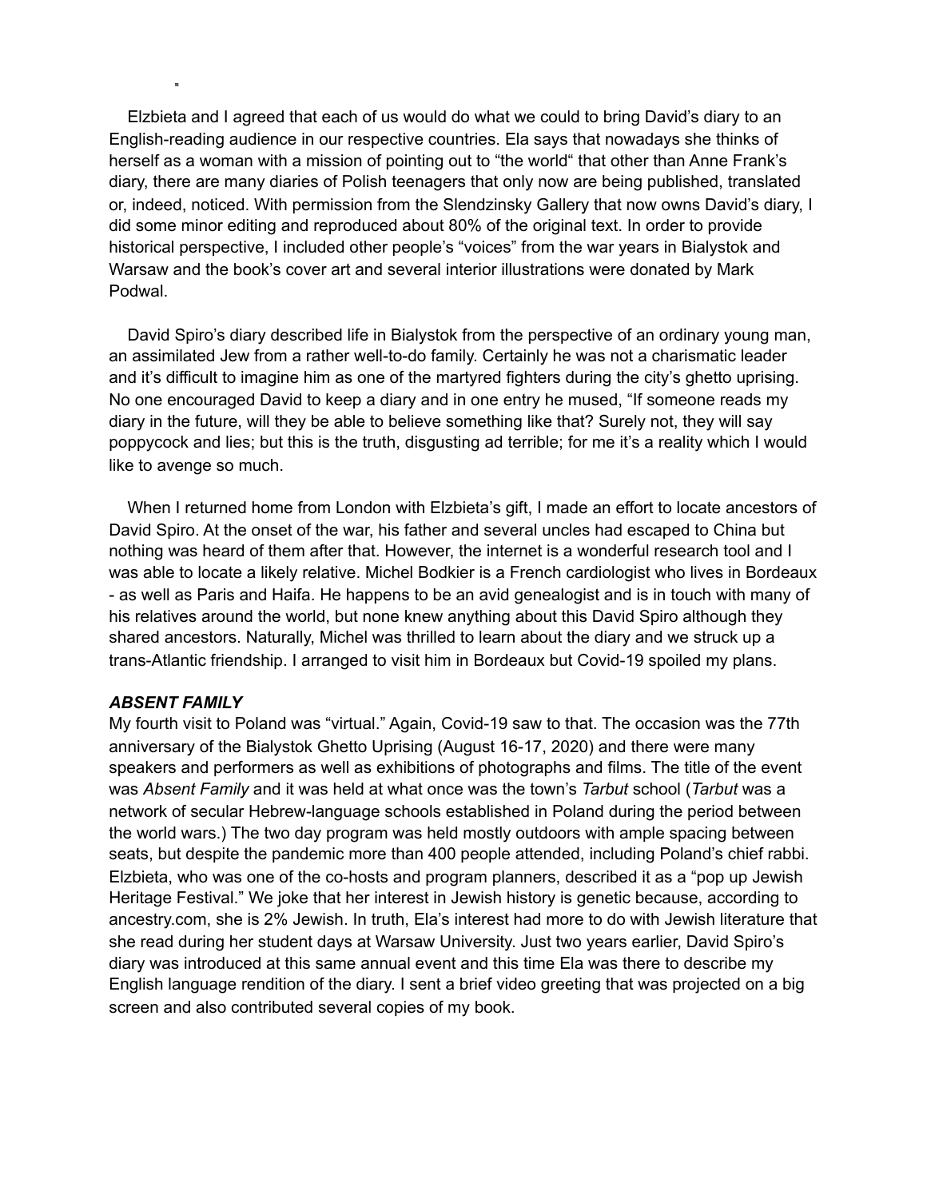Elzbieta and I agreed that each of us would do what we could to bring David's diary to an English-reading audience in our respective countries. Ela says that nowadays she thinks of herself as a woman with a mission of pointing out to "the world" that other than Anne Frank's diary, there are many diaries of Polish teenagers that only now are being published, translated or, indeed, noticed. With permission from the Slendzinsky Gallery that now owns David's diary, I did some minor editing and reproduced about 80% of the original text. In order to provide historical perspective, I included other people's "voices" from the war years in Bialystok and Warsaw and the book's cover art and several interior illustrations were donated by Mark Podwal.

David Spiro's diary described life in Bialystok from the perspective of an ordinary young man, an assimilated Jew from a rather well-to-do family. Certainly he was not a charismatic leader and it's difficult to imagine him as one of the martyred fighters during the city's ghetto uprising. No one encouraged David to keep a diary and in one entry he mused, "If someone reads my diary in the future, will they be able to believe something like that? Surely not, they will say poppycock and lies; but this is the truth, disgusting ad terrible; for me it's a reality which I would like to avenge so much.

When I returned home from London with Elzbieta's gift, I made an effort to locate ancestors of David Spiro. At the onset of the war, his father and several uncles had escaped to China but nothing was heard of them after that. However, the internet is a wonderful research tool and I was able to locate a likely relative. Michel Bodkier is a French cardiologist who lives in Bordeaux - as well as Paris and Haifa. He happens to be an avid genealogist and is in touch with many of his relatives around the world, but none knew anything about this David Spiro although they shared ancestors. Naturally, Michel was thrilled to learn about the diary and we struck up a trans-Atlantic friendship. I arranged to visit him in Bordeaux but Covid-19 spoiled my plans.

***ABSENT FAMILY***

My fourth visit to Poland was "virtual." Again, Covid-19 saw to that. The occasion was the 77th anniversary of the Bialystok Ghetto Uprising (August 16-17, 2020) and there were many speakers and performers as well as exhibitions of photographs and films. The title of the event was *Absent Family* and it was held at what once was the town's *Tarbut* school (*Tarbut* was a network of secular Hebrew-language schools established in Poland during the period between the world wars.) The two day program was held mostly outdoors with ample spacing between seats, but despite the pandemic more than 400 people attended, including Poland's chief rabbi. Elzbieta, who was one of the co-hosts and program planners, described it as a "pop up Jewish Heritage Festival." We joke that her interest in Jewish history is genetic because, according to ancestry.com, she is 2% Jewish. In truth, Ela's interest had more to do with Jewish literature that she read during her student days at Warsaw University. Just two years earlier, David Spiro's diary was introduced at this same annual event and this time Ela was there to describe my English language rendition of the diary. I sent a brief video greeting that was projected on a big screen and also contributed several copies of my book.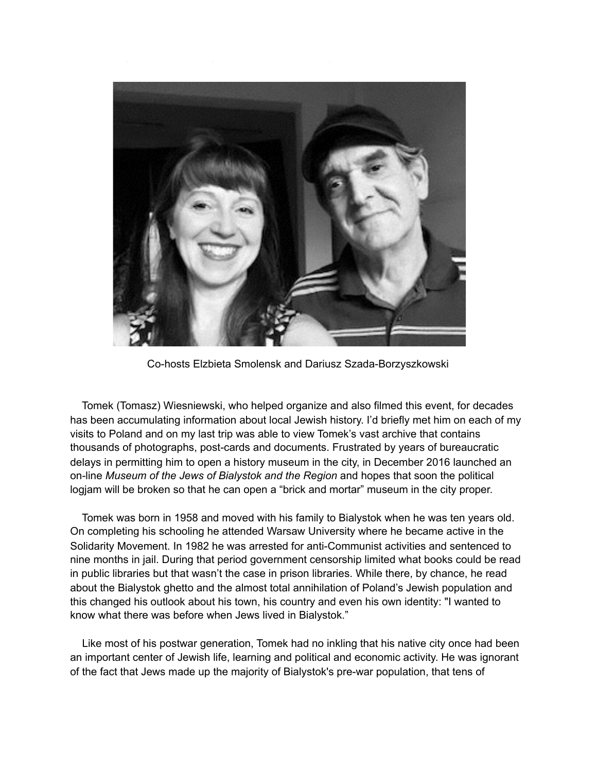Co-hosts Elzbieta Smolensk and Dariusz Szada-Borzyszkowski

Tomek (Tomasz) Wiesniewski, who helped organize and also filmed this event, for decades has been accumulating information about local Jewish history. I'd briefly met him on each of my visits to Poland and on my last trip was able to view Tomek's vast archive that contains thousands of photographs, post-cards and documents. Frustrated by years of bureaucratic delays in permitting him to open a history museum in the city, in December 2016 launched an on-line *Museum of the Jews of Bialystok and the Region* and hopes that soon the political logjam will be broken so that he can open a "brick and mortar" museum in the city proper.

Tomek was born in 1958 and moved with his family to Bialystok when he was ten years old. On completing his schooling he attended Warsaw University where he became active in the Solidarity Movement. In 1982 he was arrested for anti-Communist activities and sentenced to nine months in jail. During that period government censorship limited what books could be read in public libraries but that wasn't the case in prison libraries. While there, by chance, he read about the Bialystok ghetto and the almost total annihilation of Poland's Jewish population and this changed his outlook about his town, his country and even his own identity: "I wanted to know what there was before when Jews lived in Bialystok."

Like most of his postwar generation, Tomek had no inkling that his native city once had been an important center of Jewish life, learning and political and economic activity. He was ignorant of the fact that Jews made up the majority of Bialystok's pre-war population, that tens of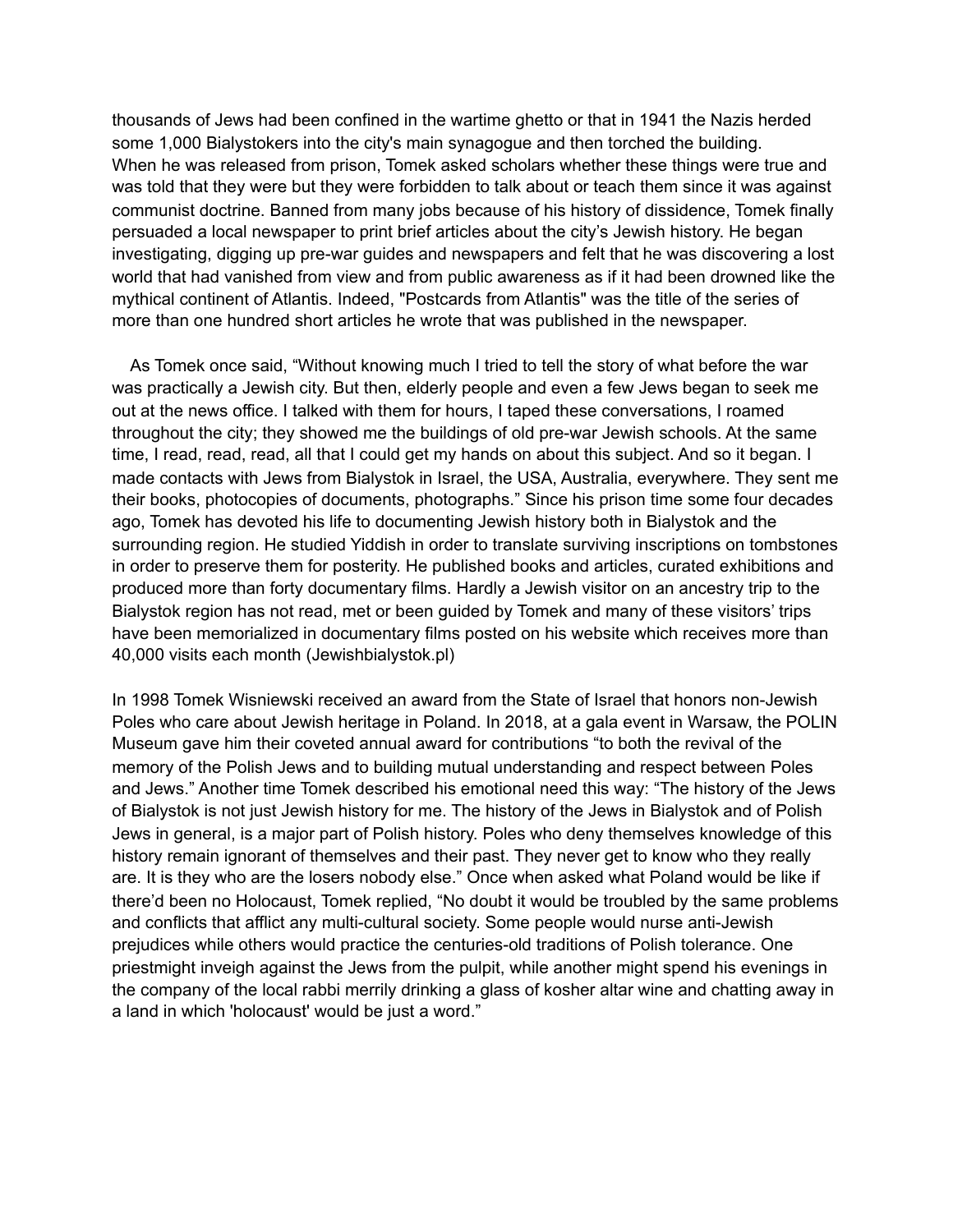thousands of Jews had been confined in the wartime ghetto or that in 1941 the Nazis herded some 1,000 Bialystokers into the city's main synagogue and then torched the building. When he was released from prison, Tomek asked scholars whether these things were true and was told that they were but they were forbidden to talk about or teach them since it was against communist doctrine. Banned from many jobs because of his history of dissidence, Tomek finally persuaded a local newspaper to print brief articles about the city's Jewish history. He began investigating, digging up pre-war guides and newspapers and felt that he was discovering a lost world that had vanished from view and from public awareness as if it had been drowned like the mythical continent of Atlantis. Indeed, "Postcards from Atlantis" was the title of the series of more than one hundred short articles he wrote that was published in the newspaper.

As Tomek once said, "Without knowing much I tried to tell the story of what before the war was practically a Jewish city. But then, elderly people and even a few Jews began to seek me out at the news office. I talked with them for hours, I taped these conversations, I roamed throughout the city; they showed me the buildings of old pre-war Jewish schools. At the same time, I read, read, read, all that I could get my hands on about this subject. And so it began. I made contacts with Jews from Bialystok in Israel, the USA, Australia, everywhere. They sent me their books, photocopies of documents, photographs." Since his prison time some four decades ago, Tomek has devoted his life to documenting Jewish history both in Bialystok and the surrounding region. He studied Yiddish in order to translate surviving inscriptions on tombstones in order to preserve them for posterity. He published books and articles, curated exhibitions and produced more than forty documentary films. Hardly a Jewish visitor on an ancestry trip to the Bialystok region has not read, met or been guided by Tomek and many of these visitors' trips have been memorialized in documentary films posted on his website which receives more than 40,000 visits each month (Jewishbialystok.pl)

In 1998 Tomek Wisniewski received an award from the State of Israel that honors non-Jewish Poles who care about Jewish heritage in Poland. In 2018, at a gala event in Warsaw, the POLIN Museum gave him their coveted annual award for contributions "to both the revival of the memory of the Polish Jews and to building mutual understanding and respect between Poles and Jews." Another time Tomek described his emotional need this way: "The history of the Jews of Bialystok is not just Jewish history for me. The history of the Jews in Bialystok and of Polish Jews in general, is a major part of Polish history. Poles who deny themselves knowledge of this history remain ignorant of themselves and their past. They never get to know who they really are. It is they who are the losers nobody else." Once when asked what Poland would be like if there'd been no Holocaust, Tomek replied, "No doubt it would be troubled by the same problems and conflicts that afflict any multi-cultural society. Some people would nurse anti-Jewish prejudices while others would practice the centuries-old traditions of Polish tolerance. One priestmight inveigh against the Jews from the pulpit, while another might spend his evenings in the company of the local rabbi merrily drinking a glass of kosher altar wine and chatting away in a land in which 'holocaust' would be just a word."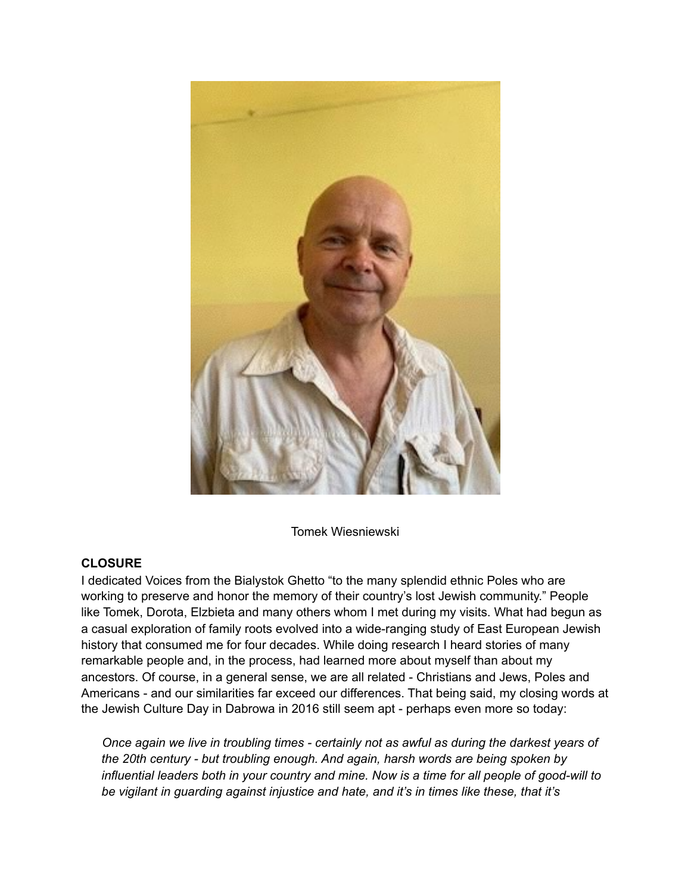Tomek Wiesniewski

**CLOSURE**

I dedicated Voices from the Bialystok Ghetto "to the many splendid ethnic Poles who are working to preserve and honor the memory of their country's lost Jewish community." People like Tomek, Dorota, Elzbieta and many others whom I met during my visits. What had begun as a casual exploration of family roots evolved into a wide-ranging study of East European Jewish history that consumed me for four decades. While doing research I heard stories of many remarkable people and, in the process, had learned more about myself than about my ancestors. Of course, in a general sense, we are all related - Christians and Jews, Poles and Americans - and our similarities far exceed our differences. That being said, my closing words at the Jewish Culture Day in Dabrowa in 2016 still seem apt - perhaps even more so today:

> *Once again we live in troubling times - certainly not as awful as during the darkest years of the 20th century - but troubling enough. And again, harsh words are being spoken by influential leaders both in your country and mine. Now is a time for all people of good-will to be vigilant in guarding against injustice and hate, and it's in times like these, that it's*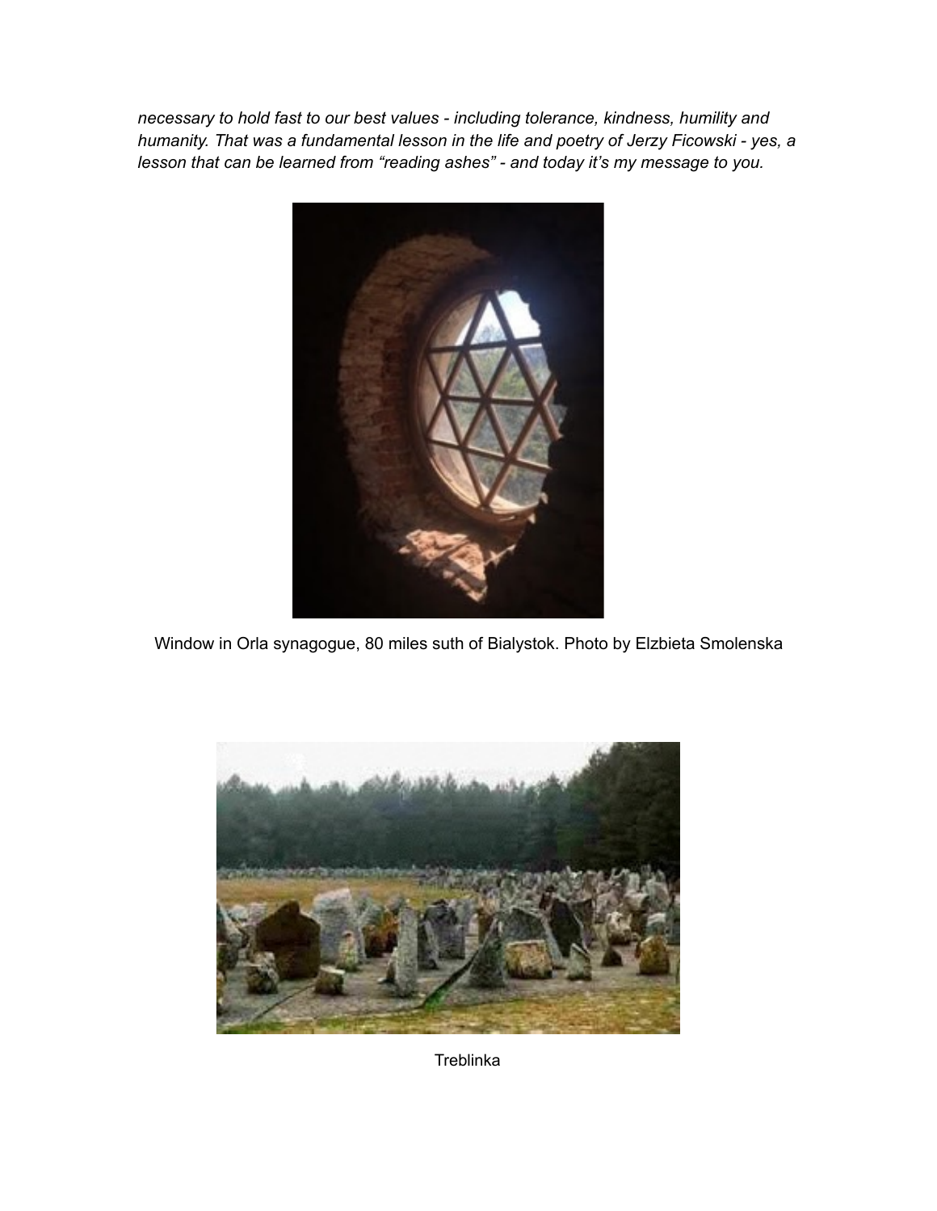*necessary to hold fast to our best values - including tolerance, kindness, humility and humanity. That was a fundamental lesson in the life and poetry of Jerzy Ficowski - yes, a lesson that can be learned from "reading ashes" - and today it's my message to you.*

Window in Orla synagogue, 80 miles suth of Bialystok. Photo by Elzbieta Smolenska

Treblinka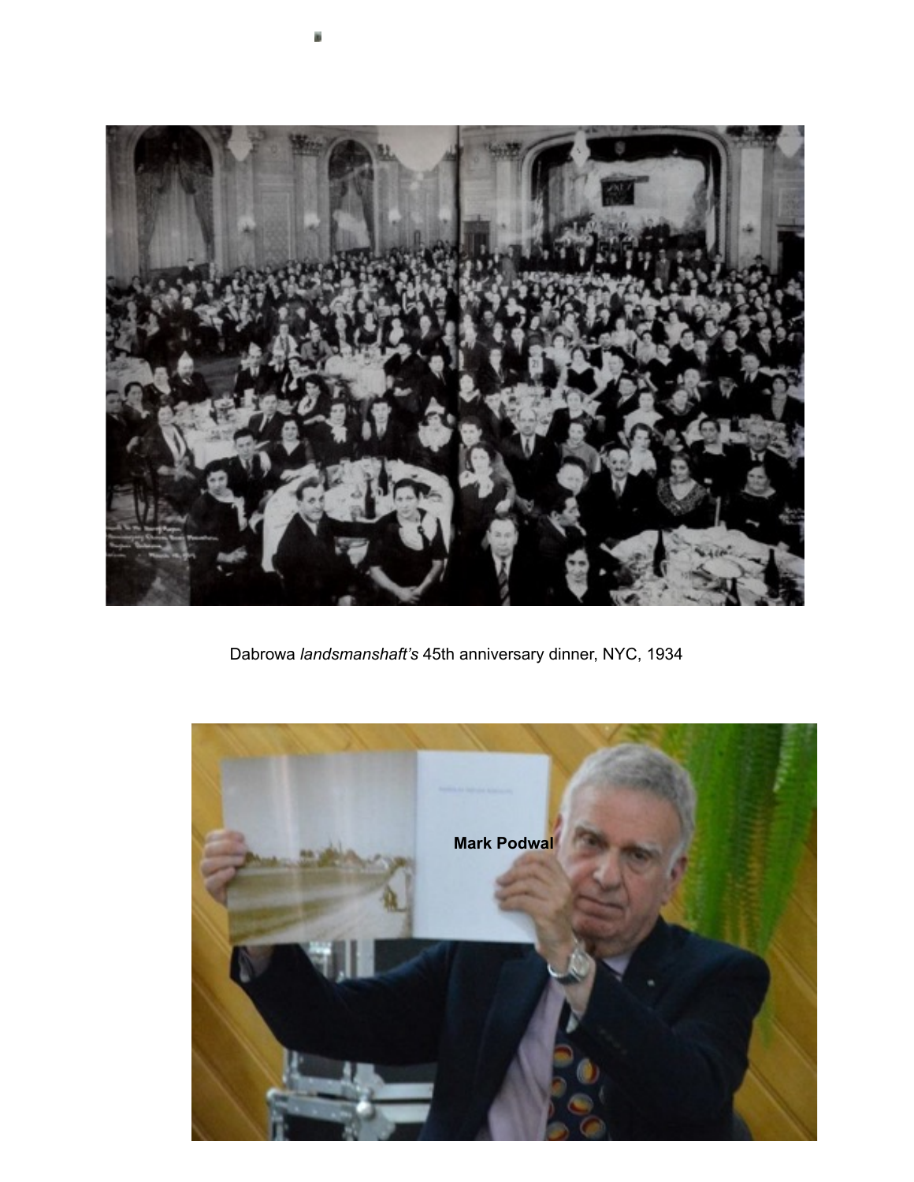Dabrowa *landsmanshaft's* 45th anniversary dinner, NYC, 1934

Mark Podwal